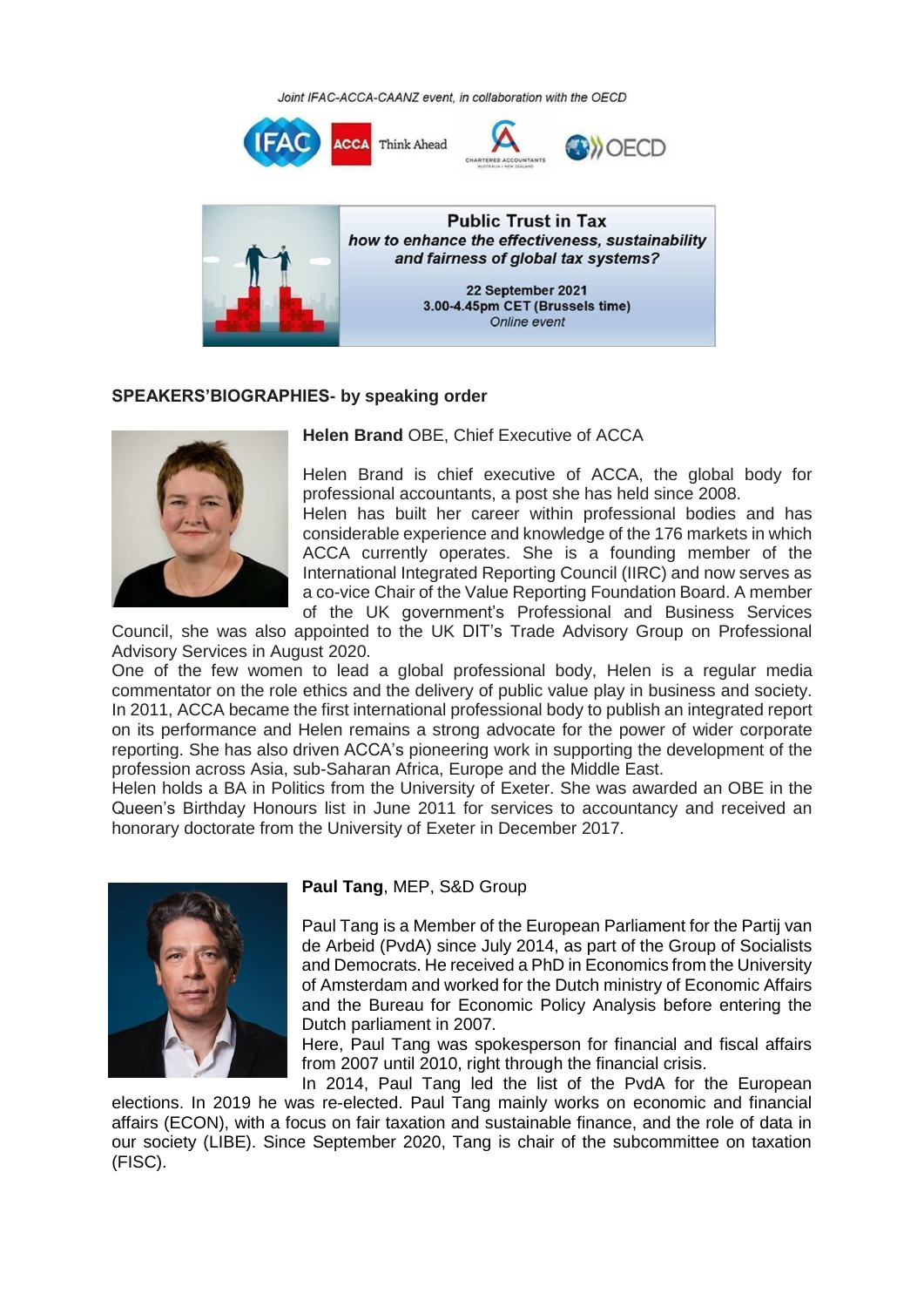*Joint IFAC-ACCA-CAANZ event, in collaboration with the OECD*

**Public Trust in Tax**
***how to enhance the effectiveness, sustainability and fairness of global tax systems?***

**22 September 2021**
**3.00-4.45pm CET (Brussels time)**
*Online event*

## SPEAKERS'BIOGRAPHIES- by speaking order

**Helen Brand** OBE, Chief Executive of ACCA

Helen Brand is chief executive of ACCA, the global body for professional accountants, a post she has held since 2008.
Helen has built her career within professional bodies and has considerable experience and knowledge of the 176 markets in which ACCA currently operates. She is a founding member of the International Integrated Reporting Council (IIRC) and now serves as a co-vice Chair of the Value Reporting Foundation Board. A member of the UK government's Professional and Business Services Council, she was also appointed to the UK DIT's Trade Advisory Group on Professional Advisory Services in August 2020.
One of the few women to lead a global professional body, Helen is a regular media commentator on the role ethics and the delivery of public value play in business and society. In 2011, ACCA became the first international professional body to publish an integrated report on its performance and Helen remains a strong advocate for the power of wider corporate reporting. She has also driven ACCA's pioneering work in supporting the development of the profession across Asia, sub-Saharan Africa, Europe and the Middle East.
Helen holds a BA in Politics from the University of Exeter. She was awarded an OBE in the Queen's Birthday Honours list in June 2011 for services to accountancy and received an honorary doctorate from the University of Exeter in December 2017.

**Paul Tang**, MEP, S&D Group

Paul Tang is a Member of the European Parliament for the Partij van de Arbeid (PvdA) since July 2014, as part of the Group of Socialists and Democrats. He received a PhD in Economics from the University of Amsterdam and worked for the Dutch ministry of Economic Affairs and the Bureau for Economic Policy Analysis before entering the Dutch parliament in 2007.
Here, Paul Tang was spokesperson for financial and fiscal affairs from 2007 until 2010, right through the financial crisis.
In 2014, Paul Tang led the list of the PvdA for the European elections. In 2019 he was re-elected. Paul Tang mainly works on economic and financial affairs (ECON), with a focus on fair taxation and sustainable finance, and the role of data in our society (LIBE). Since September 2020, Tang is chair of the subcommittee on taxation (FISC).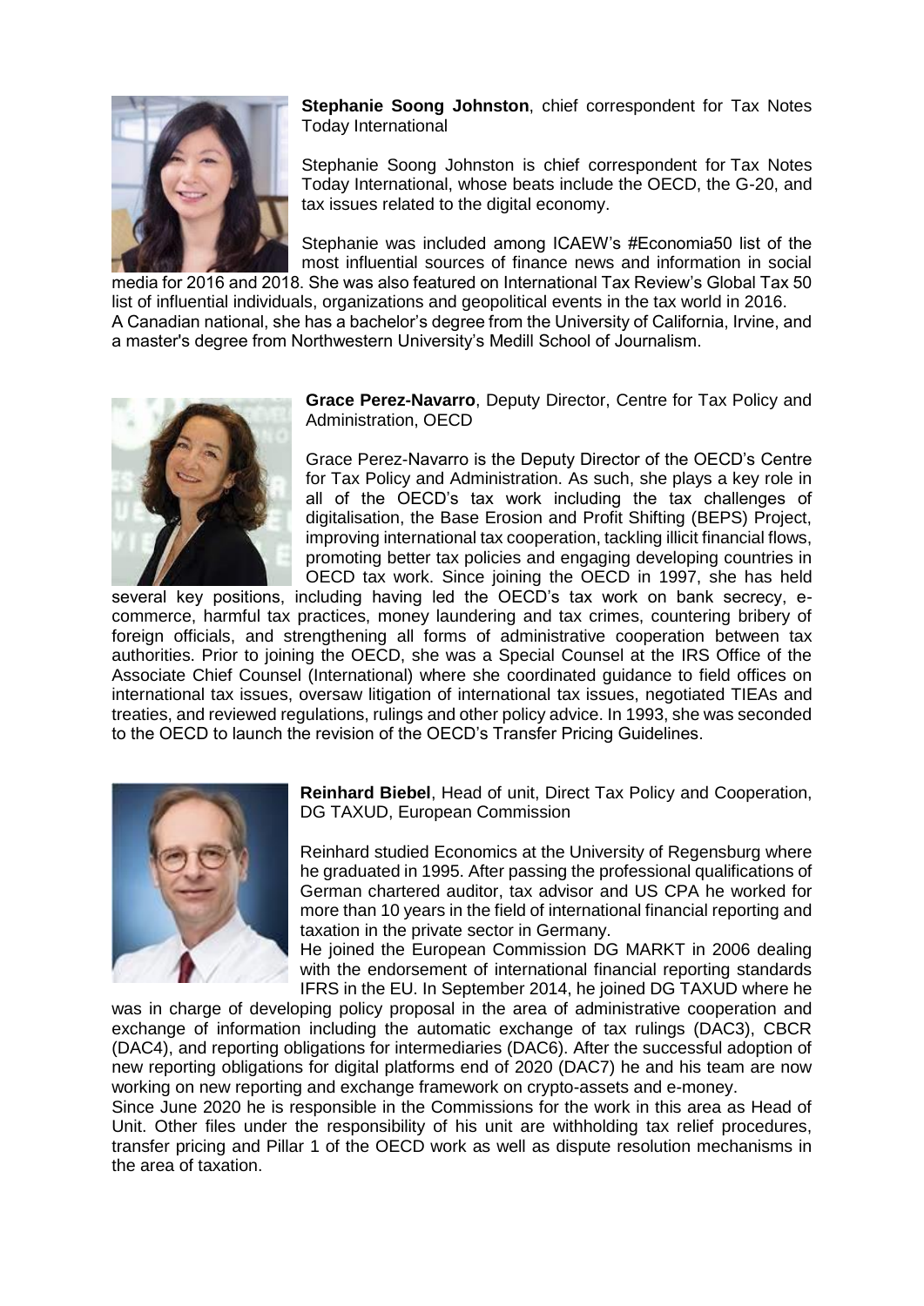**Stephanie Soong Johnston**, chief correspondent for Tax Notes Today International

Stephanie Soong Johnston is chief correspondent for Tax Notes Today International, whose beats include the OECD, the G-20, and tax issues related to the digital economy.

Stephanie was included among ICAEW's #Economia50 list of the most influential sources of finance news and information in social media for 2016 and 2018. She was also featured on International Tax Review's Global Tax 50 list of influential individuals, organizations and geopolitical events in the tax world in 2016. A Canadian national, she has a bachelor's degree from the University of California, Irvine, and a master's degree from Northwestern University's Medill School of Journalism.

**Grace Perez-Navarro**, Deputy Director, Centre for Tax Policy and Administration, OECD

Grace Perez-Navarro is the Deputy Director of the OECD's Centre for Tax Policy and Administration. As such, she plays a key role in all of the OECD's tax work including the tax challenges of digitalisation, the Base Erosion and Profit Shifting (BEPS) Project, improving international tax cooperation, tackling illicit financial flows, promoting better tax policies and engaging developing countries in OECD tax work. Since joining the OECD in 1997, she has held several key positions, including having led the OECD's tax work on bank secrecy, e-commerce, harmful tax practices, money laundering and tax crimes, countering bribery of foreign officials, and strengthening all forms of administrative cooperation between tax authorities. Prior to joining the OECD, she was a Special Counsel at the IRS Office of the Associate Chief Counsel (International) where she coordinated guidance to field offices on international tax issues, oversaw litigation of international tax issues, negotiated TIEAs and treaties, and reviewed regulations, rulings and other policy advice. In 1993, she was seconded to the OECD to launch the revision of the OECD's Transfer Pricing Guidelines.

**Reinhard Biebel**, Head of unit, Direct Tax Policy and Cooperation, DG TAXUD, European Commission

Reinhard studied Economics at the University of Regensburg where he graduated in 1995. After passing the professional qualifications of German chartered auditor, tax advisor and US CPA he worked for more than 10 years in the field of international financial reporting and taxation in the private sector in Germany.
He joined the European Commission DG MARKT in 2006 dealing with the endorsement of international financial reporting standards IFRS in the EU. In September 2014, he joined DG TAXUD where he was in charge of developing policy proposal in the area of administrative cooperation and exchange of information including the automatic exchange of tax rulings (DAC3), CBCR (DAC4), and reporting obligations for intermediaries (DAC6). After the successful adoption of new reporting obligations for digital platforms end of 2020 (DAC7) he and his team are now working on new reporting and exchange framework on crypto-assets and e-money.
Since June 2020 he is responsible in the Commissions for the work in this area as Head of Unit. Other files under the responsibility of his unit are withholding tax relief procedures, transfer pricing and Pillar 1 of the OECD work as well as dispute resolution mechanisms in the area of taxation.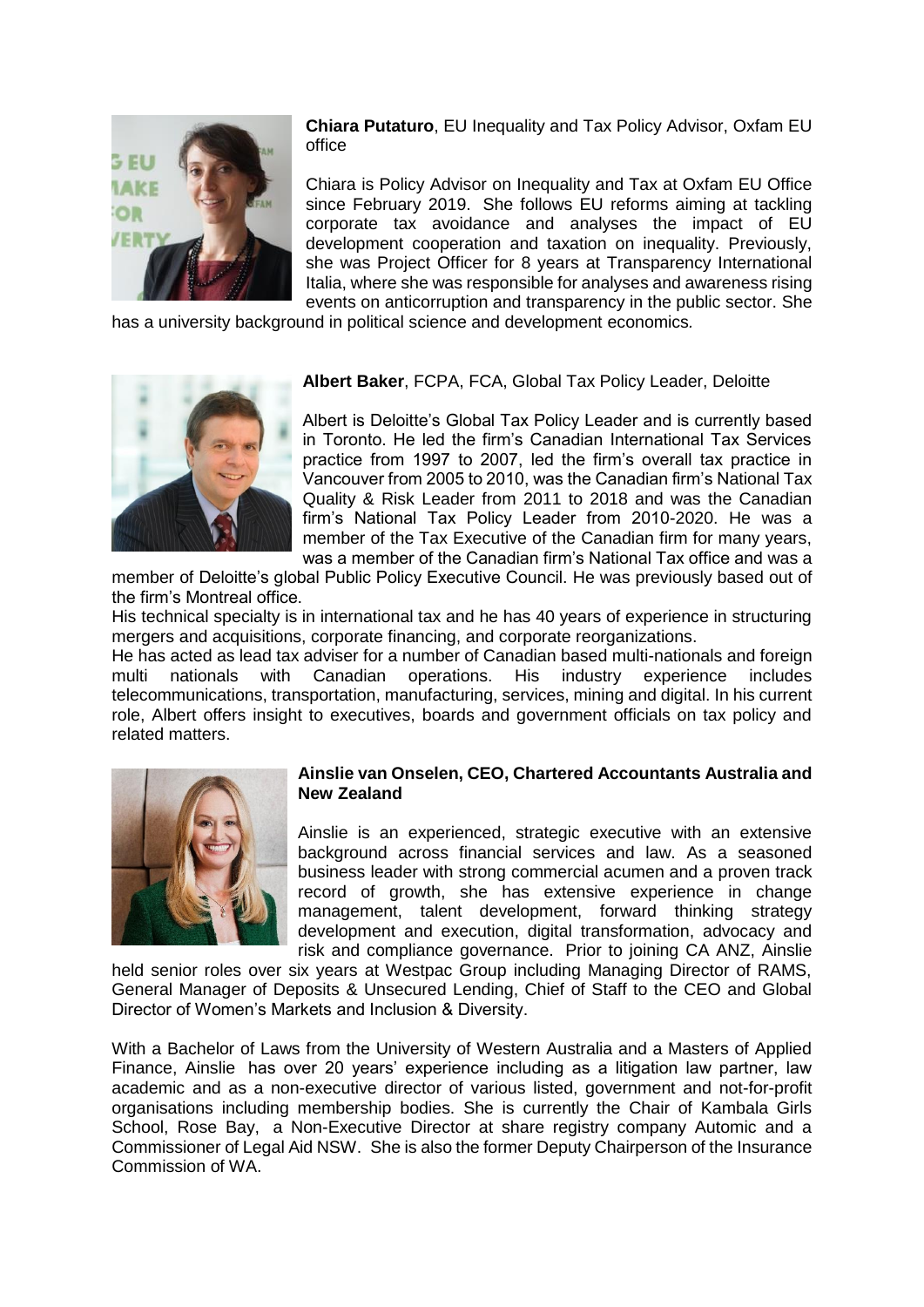**Chiara Putaturo**, EU Inequality and Tax Policy Advisor, Oxfam EU office

Chiara is Policy Advisor on Inequality and Tax at Oxfam EU Office since February 2019. She follows EU reforms aiming at tackling corporate tax avoidance and analyses the impact of EU development cooperation and taxation on inequality. Previously, she was Project Officer for 8 years at Transparency International Italia, where she was responsible for analyses and awareness rising events on anticorruption and transparency in the public sector. She has a university background in political science and development economics.

**Albert Baker**, FCPA, FCA, Global Tax Policy Leader, Deloitte

Albert is Deloitte's Global Tax Policy Leader and is currently based in Toronto. He led the firm's Canadian International Tax Services practice from 1997 to 2007, led the firm's overall tax practice in Vancouver from 2005 to 2010, was the Canadian firm's National Tax Quality & Risk Leader from 2011 to 2018 and was the Canadian firm's National Tax Policy Leader from 2010-2020. He was a member of the Tax Executive of the Canadian firm for many years, was a member of the Canadian firm's National Tax office and was a member of Deloitte's global Public Policy Executive Council. He was previously based out of the firm's Montreal office.

His technical specialty is in international tax and he has 40 years of experience in structuring mergers and acquisitions, corporate financing, and corporate reorganizations.

He has acted as lead tax adviser for a number of Canadian based multi-nationals and foreign multi nationals with Canadian operations. His industry experience includes telecommunications, transportation, manufacturing, services, mining and digital. In his current role, Albert offers insight to executives, boards and government officials on tax policy and related matters.

**Ainslie van Onselen, CEO, Chartered Accountants Australia and New Zealand**

Ainslie is an experienced, strategic executive with an extensive background across financial services and law. As a seasoned business leader with strong commercial acumen and a proven track record of growth, she has extensive experience in change management, talent development, forward thinking strategy development and execution, digital transformation, advocacy and risk and compliance governance. Prior to joining CA ANZ, Ainslie held senior roles over six years at Westpac Group including Managing Director of RAMS, General Manager of Deposits & Unsecured Lending, Chief of Staff to the CEO and Global Director of Women's Markets and Inclusion & Diversity.

With a Bachelor of Laws from the University of Western Australia and a Masters of Applied Finance, Ainslie has over 20 years' experience including as a litigation law partner, law academic and as a non-executive director of various listed, government and not-for-profit organisations including membership bodies. She is currently the Chair of Kambala Girls School, Rose Bay, a Non-Executive Director at share registry company Automic and a Commissioner of Legal Aid NSW. She is also the former Deputy Chairperson of the Insurance Commission of WA.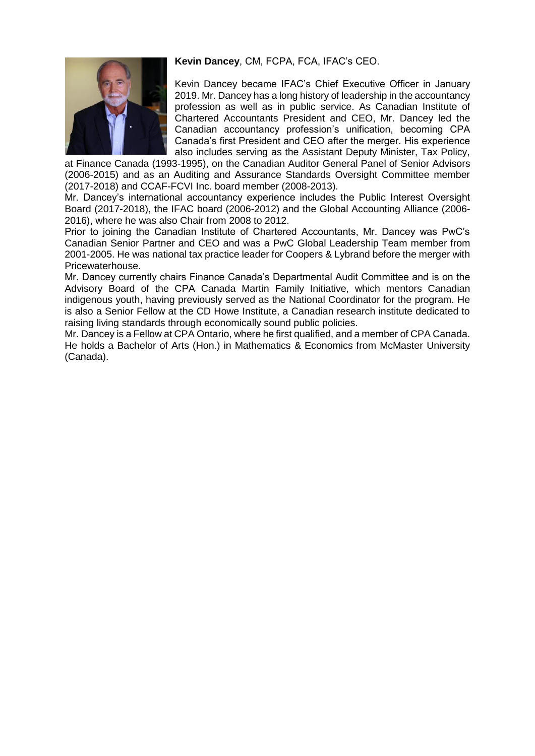**Kevin Dancey**, CM, FCPA, FCA, IFAC's CEO.

Kevin Dancey became IFAC's Chief Executive Officer in January 2019. Mr. Dancey has a long history of leadership in the accountancy profession as well as in public service. As Canadian Institute of Chartered Accountants President and CEO, Mr. Dancey led the Canadian accountancy profession's unification, becoming CPA Canada's first President and CEO after the merger. His experience also includes serving as the Assistant Deputy Minister, Tax Policy, at Finance Canada (1993-1995), on the Canadian Auditor General Panel of Senior Advisors (2006-2015) and as an Auditing and Assurance Standards Oversight Committee member (2017-2018) and CCAF-FCVI Inc. board member (2008-2013).

Mr. Dancey's international accountancy experience includes the Public Interest Oversight Board (2017-2018), the IFAC board (2006-2012) and the Global Accounting Alliance (2006-2016), where he was also Chair from 2008 to 2012.

Prior to joining the Canadian Institute of Chartered Accountants, Mr. Dancey was PwC's Canadian Senior Partner and CEO and was a PwC Global Leadership Team member from 2001-2005. He was national tax practice leader for Coopers & Lybrand before the merger with Pricewaterhouse.

Mr. Dancey currently chairs Finance Canada's Departmental Audit Committee and is on the Advisory Board of the CPA Canada Martin Family Initiative, which mentors Canadian indigenous youth, having previously served as the National Coordinator for the program. He is also a Senior Fellow at the CD Howe Institute, a Canadian research institute dedicated to raising living standards through economically sound public policies.

Mr. Dancey is a Fellow at CPA Ontario, where he first qualified, and a member of CPA Canada. He holds a Bachelor of Arts (Hon.) in Mathematics & Economics from McMaster University (Canada).